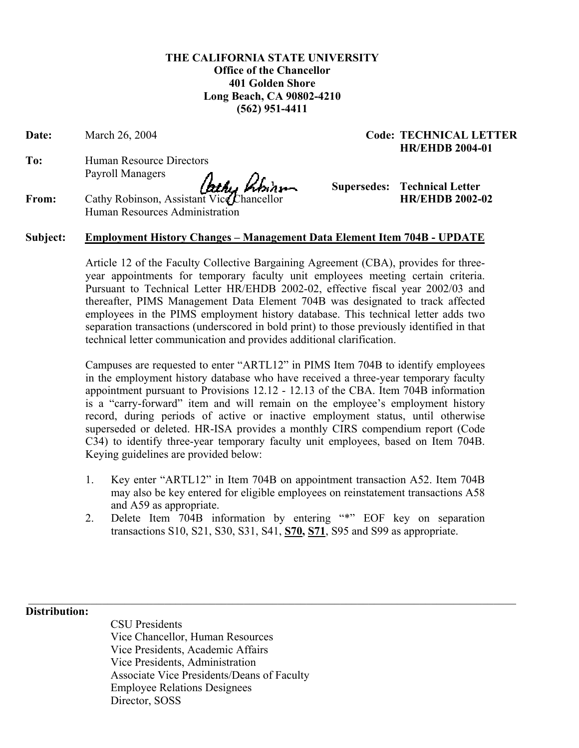**THE CALIFORNIA STATE UNIVERSITY**
**Office of the Chancellor**
**401 Golden Shore**
**Long Beach, CA 90802-4210**
**(562) 951-4411**

**Date:** March 26, 2004

**Code: TECHNICAL LETTER HR/EHDB 2004-01**

**To:** Human Resource Directors
Payroll Managers

**Supersedes: Technical Letter HR/EHDB 2002-02**

**From:** Cathy Robinson, Assistant Vice Chancellor
Human Resources Administration

**Subject:** **Employment History Changes – Management Data Element Item 704B - UPDATE**

Article 12 of the Faculty Collective Bargaining Agreement (CBA), provides for three-year appointments for temporary faculty unit employees meeting certain criteria. Pursuant to Technical Letter HR/EHDB 2002-02, effective fiscal year 2002/03 and thereafter, PIMS Management Data Element 704B was designated to track affected employees in the PIMS employment history database. This technical letter adds two separation transactions (underscored in bold print) to those previously identified in that technical letter communication and provides additional clarification.

Campuses are requested to enter "ARTL12" in PIMS Item 704B to identify employees in the employment history database who have received a three-year temporary faculty appointment pursuant to Provisions 12.12 - 12.13 of the CBA. Item 704B information is a "carry-forward" item and will remain on the employee's employment history record, during periods of active or inactive employment status, until otherwise superseded or deleted. HR-ISA provides a monthly CIRS compendium report (Code C34) to identify three-year temporary faculty unit employees, based on Item 704B. Keying guidelines are provided below:

1. Key enter "ARTL12" in Item 704B on appointment transaction A52. Item 704B may also be key entered for eligible employees on reinstatement transactions A58 and A59 as appropriate.
2. Delete Item 704B information by entering "*" EOF key on separation transactions S10, S21, S30, S31, S41, <u>**S70, S71**</u>, S95 and S99 as appropriate.

**Distribution:**

CSU Presidents
Vice Chancellor, Human Resources
Vice Presidents, Academic Affairs
Vice Presidents, Administration
Associate Vice Presidents/Deans of Faculty
Employee Relations Designees
Director, SOSS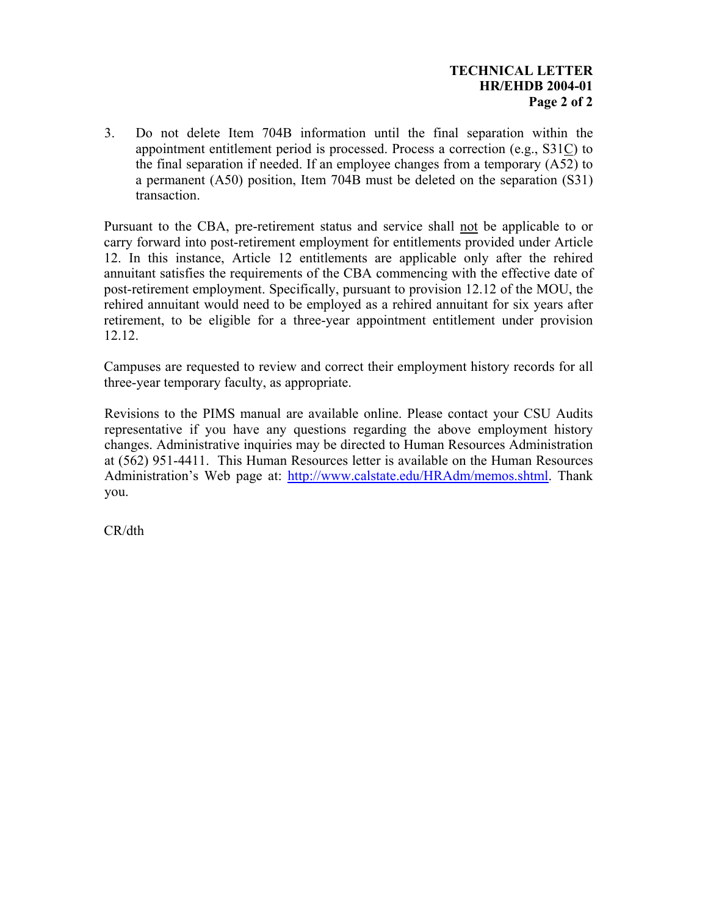3. Do not delete Item 704B information until the final separation within the appointment entitlement period is processed. Process a correction (e.g., S31C) to the final separation if needed. If an employee changes from a temporary (A52) to a permanent (A50) position, Item 704B must be deleted on the separation (S31) transaction.

Pursuant to the CBA, pre-retirement status and service shall not be applicable to or carry forward into post-retirement employment for entitlements provided under Article 12. In this instance, Article 12 entitlements are applicable only after the rehired annuitant satisfies the requirements of the CBA commencing with the effective date of post-retirement employment. Specifically, pursuant to provision 12.12 of the MOU, the rehired annuitant would need to be employed as a rehired annuitant for six years after retirement, to be eligible for a three-year appointment entitlement under provision 12.12.

Campuses are requested to review and correct their employment history records for all three-year temporary faculty, as appropriate.

Revisions to the PIMS manual are available online. Please contact your CSU Audits representative if you have any questions regarding the above employment history changes. Administrative inquiries may be directed to Human Resources Administration at (562) 951-4411. This Human Resources letter is available on the Human Resources Administration's Web page at: http://www.calstate.edu/HRAdm/memos.shtml. Thank you.

CR/dth